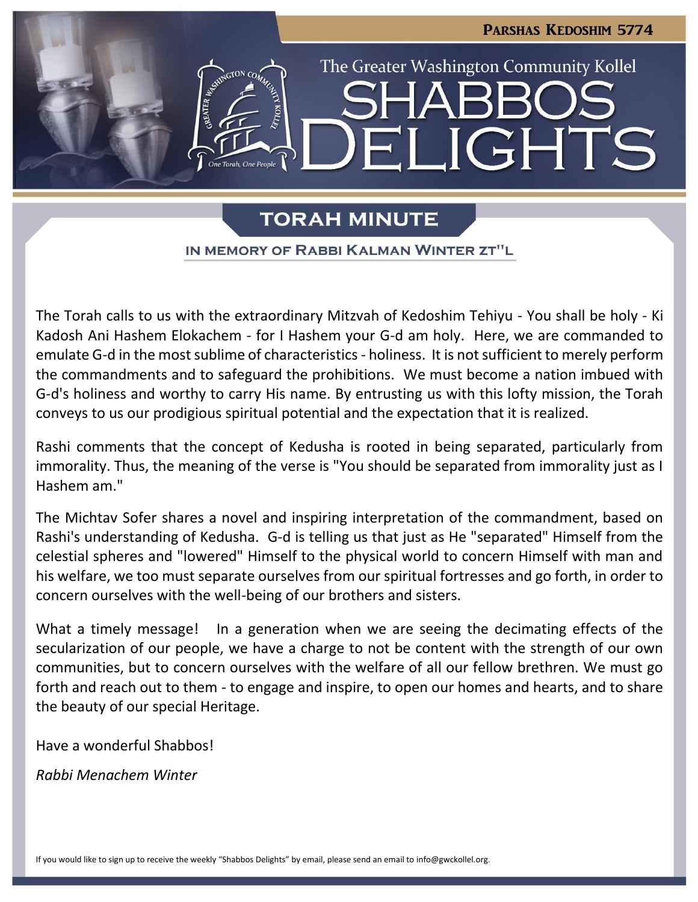Parshas Kedoshim 5774

The Greater Washington Community Kollel

# SHABBOS DELIGHTS

## TORAH MINUTE

### IN MEMORY OF RABBI KALMAN WINTER ZT"L

The Torah calls to us with the extraordinary Mitzvah of Kedoshim Tehiyu - You shall be holy - Ki Kadosh Ani Hashem Elokachem - for I Hashem your G-d am holy. Here, we are commanded to emulate G-d in the most sublime of characteristics - holiness. It is not sufficient to merely perform the commandments and to safeguard the prohibitions. We must become a nation imbued with G-d's holiness and worthy to carry His name. By entrusting us with this lofty mission, the Torah conveys to us our prodigious spiritual potential and the expectation that it is realized.

Rashi comments that the concept of Kedusha is rooted in being separated, particularly from immorality. Thus, the meaning of the verse is "You should be separated from immorality just as I Hashem am."

The Michtav Sofer shares a novel and inspiring interpretation of the commandment, based on Rashi's understanding of Kedusha. G-d is telling us that just as He "separated" Himself from the celestial spheres and "lowered" Himself to the physical world to concern Himself with man and his welfare, we too must separate ourselves from our spiritual fortresses and go forth, in order to concern ourselves with the well-being of our brothers and sisters.

What a timely message! In a generation when we are seeing the decimating effects of the secularization of our people, we have a charge to not be content with the strength of our own communities, but to concern ourselves with the welfare of all our fellow brethren. We must go forth and reach out to them - to engage and inspire, to open our homes and hearts, and to share the beauty of our special Heritage.

Have a wonderful Shabbos!

*Rabbi Menachem Winter*

If you would like to sign up to receive the weekly "Shabbos Delights" by email, please send an email to info@gwckollel.org.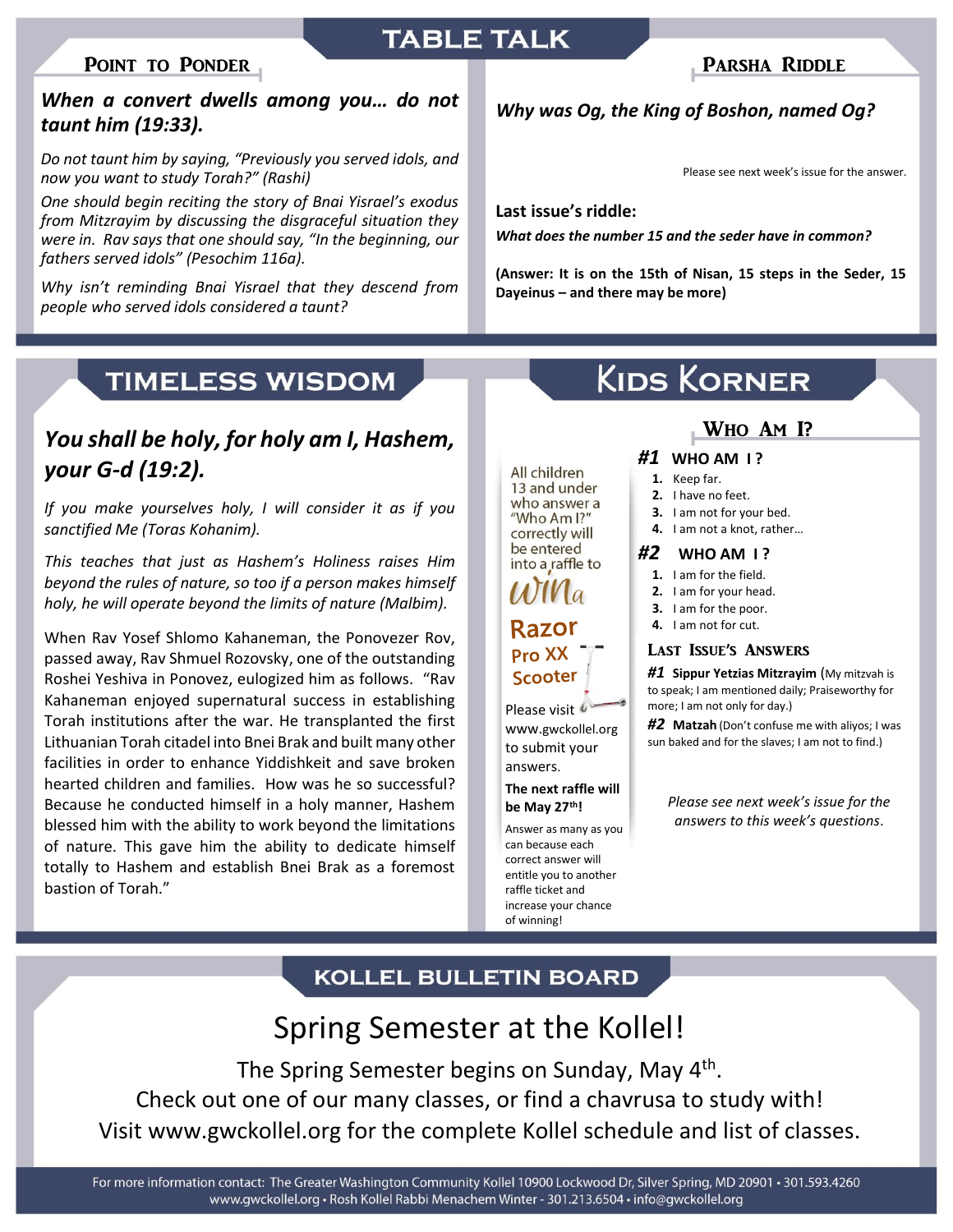# TABLE TALK

## Point to Ponder

***When a convert dwells among you… do not taunt him (19:33).***

*Do not taunt him by saying, "Previously you served idols, and now you want to study Torah?" (Rashi)*

*One should begin reciting the story of Bnai Yisrael's exodus from Mitzrayim by discussing the disgraceful situation they were in. Rav says that one should say, "In the beginning, our fathers served idols" (Pesochim 116a).*

*Why isn't reminding Bnai Yisrael that they descend from people who served idols considered a taunt?*

## Parsha Riddle

***Why was Og, the King of Boshon, named Og?***

Please see next week's issue for the answer.

**Last issue's riddle:**

***What does the number 15 and the seder have in common?***

**(Answer: It is on the 15th of Nisan, 15 steps in the Seder, 15 Dayeinus – and there may be more)**

# TIMELESS WISDOM

***You shall be holy, for holy am I, Hashem, your G-d (19:2).***

*If you make yourselves holy, I will consider it as if you sanctified Me (Toras Kohanim).*

*This teaches that just as Hashem's Holiness raises Him beyond the rules of nature, so too if a person makes himself holy, he will operate beyond the limits of nature (Malbim).*

When Rav Yosef Shlomo Kahaneman, the Ponovezer Rov, passed away, Rav Shmuel Rozovsky, one of the outstanding Roshei Yeshiva in Ponovez, eulogized him as follows. "Rav Kahaneman enjoyed supernatural success in establishing Torah institutions after the war. He transplanted the first Lithuanian Torah citadel into Bnei Brak and built many other facilities in order to enhance Yiddishkeit and save broken hearted children and families. How was he so successful? Because he conducted himself in a holy manner, Hashem blessed him with the ability to work beyond the limitations of nature. This gave him the ability to dedicate himself totally to Hashem and establish Bnei Brak as a foremost bastion of Torah."

# Kids Korner

All children 13 and under who answer a "Who Am I?" correctly will be entered into a raffle to Win a **Razor Pro XX Scooter**

Please visit www.gwckollel.org to submit your answers.

**The next raffle will be May 27th!**

Answer as many as you can because each correct answer will entitle you to another raffle ticket and increase your chance of winning!

## Who Am I?

### #1 WHO AM I ?

1. Keep far.
2. I have no feet.
3. I am not for your bed.
4. I am not a knot, rather…

### #2 WHO AM I ?

1. I am for the field.
2. I am for your head.
3. I am for the poor.
4. I am not for cut.

### Last Issue's Answers

***#1* Sippur Yetzias Mitzrayim** (My mitzvah is to speak; I am mentioned daily; Praiseworthy for more; I am not only for day.)

***#2* Matzah** (Don't confuse me with aliyos; I was sun baked and for the slaves; I am not to find.)

*Please see next week's issue for the answers to this week's questions.*

# KOLLEL BULLETIN BOARD

## Spring Semester at the Kollel!

The Spring Semester begins on Sunday, May 4th.
Check out one of our many classes, or find a chavrusa to study with!
Visit www.gwckollel.org for the complete Kollel schedule and list of classes.

For more information contact: The Greater Washington Community Kollel 10900 Lockwood Dr, Silver Spring, MD 20901 • 301.593.4260
www.gwckollel.org • Rosh Kollel Rabbi Menachem Winter - 301.213.6504 • info@gwckollel.org